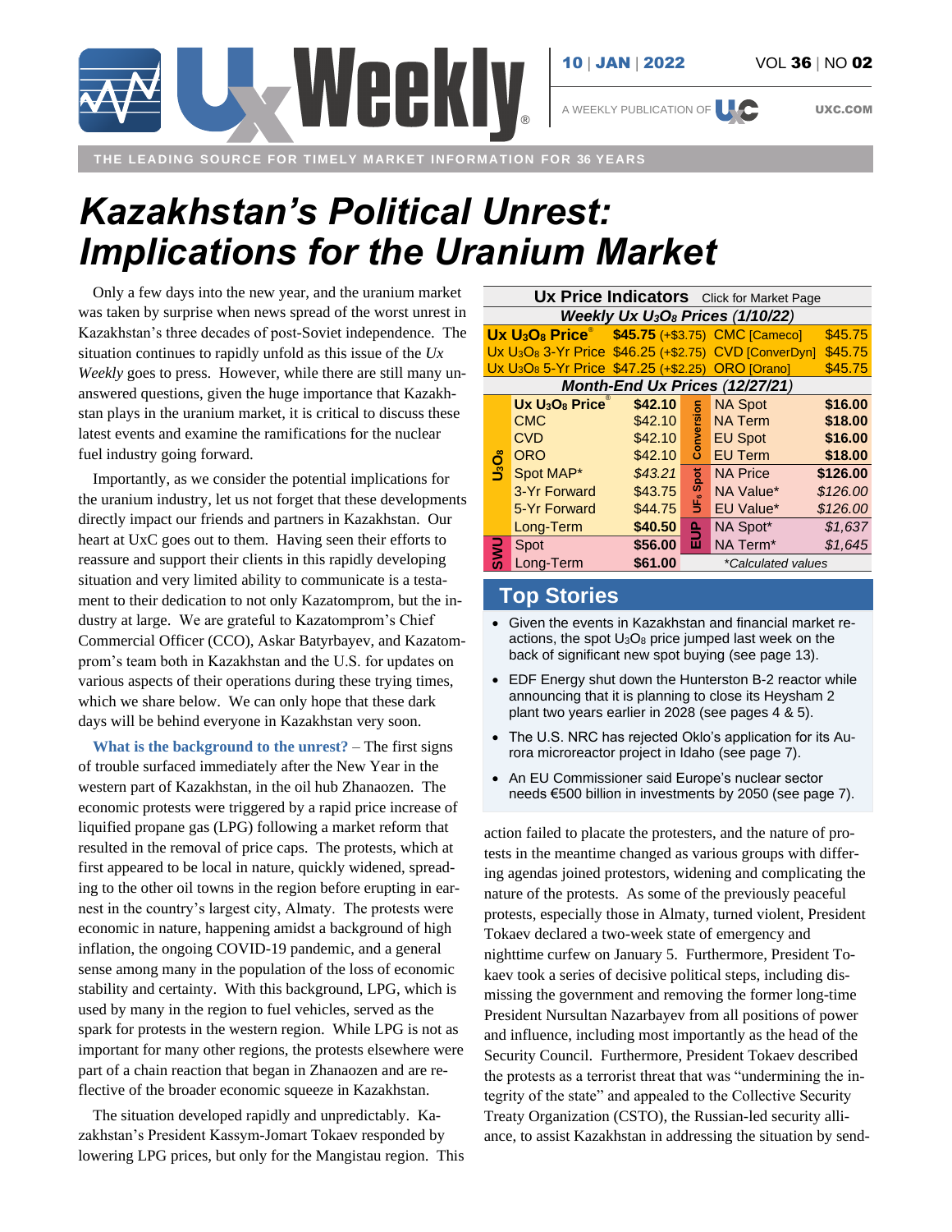# Kazakhstan's Political Unrest: Implications for the Uranium Market

Only a few days into the new year, and the uranium market was taken by surprise when news spread of the worst unrest in Kazakhstan's three decades of post-Soviet independence. The situation continues to rapidly unfold as this issue of the *Ux Weekly* goes to press. However, while there are still many unanswered questions, given the huge importance that Kazakhstan plays in the uranium market, it is critical to discuss these latest events and examine the ramifications for the nuclear fuel industry going forward.

Importantly, as we consider the potential implications for the uranium industry, let us not forget that these developments directly impact our friends and partners in Kazakhstan. Our heart at UxC goes out to them. Having seen their efforts to reassure and support their clients in this rapidly developing situation and very limited ability to communicate is a testament to their dedication to not only Kazatomprom, but the industry at large. We are grateful to Kazatomprom's Chief Commercial Officer (CCO), Askar Batyrbayev, and Kazatomprom's team both in Kazakhstan and the U.S. for updates on various aspects of their operations during these trying times, which we share below. We can only hope that these dark days will be behind everyone in Kazakhstan very soon.

**What is the background to the unrest?** – The first signs of trouble surfaced immediately after the New Year in the western part of Kazakhstan, in the oil hub Zhanaozen. The economic protests were triggered by a rapid price increase of liquified propane gas (LPG) following a market reform that resulted in the removal of price caps. The protests, which at first appeared to be local in nature, quickly widened, spreading to the other oil towns in the region before erupting in earnest in the country's largest city, Almaty. The protests were economic in nature, happening amidst a background of high inflation, the ongoing COVID-19 pandemic, and a general sense among many in the population of the loss of economic stability and certainty. With this background, LPG, which is used by many in the region to fuel vehicles, served as the spark for protests in the western region. While LPG is not as important for many other regions, the protests elsewhere were part of a chain reaction that began in Zhanaozen and are reflective of the broader economic squeeze in Kazakhstan.

The situation developed rapidly and unpredictably. Kazakhstan's President Kassym-Jomart Tokaev responded by lowering LPG prices, but only for the Mangistau region. This action failed to placate the protesters, and the nature of protests in the meantime changed as various groups with differing agendas joined protestors, widening and complicating the nature of the protests. As some of the previously peaceful protests, especially those in Almaty, turned violent, President Tokaev declared a two-week state of emergency and nighttime curfew on January 5. Furthermore, President Tokaev took a series of decisive political steps, including dismissing the government and removing the former long-time President Nursultan Nazarbayev from all positions of power and influence, including most importantly as the head of the Security Council. Furthermore, President Tokaev described the protests as a terrorist threat that was "undermining the integrity of the state" and appealed to the Collective Security Treaty Organization (CSTO), the Russian-led security alliance, to assist Kazakhstan in addressing the situation by send-

## Ux Price Indicators

Click for Market Page

**Weekly Ux $U_3O_8$ Prices (1/10/22)**

| | | | |
|---|---|---|---|
| **Ux $U_3O_8$ Price®** | **$45.75** (+$3.75) | CMC [Cameco] | $45.75 |
| Ux $U_3O_8$ 3-Yr Price | $46.25 (+$2.75) | CVD [ConverDyn] | $45.75 |
| Ux $U_3O_8$ 5-Yr Price | $47.25 (+$2.25) | ORO [Orano] | $45.75 |

**Month-End Ux Prices (12/27/21)**

| | | | | | |
|---|---|---|---|---|---|
| $U_3O_8$ | **Ux $U_3O_8$ Price®** | **$42.10** | Conversion | NA Spot | **$16.00** |
| $U_3O_8$ | CMC | $42.10 | Conversion | NA Term | **$18.00** |
| $U_3O_8$ | CVD | $42.10 | Conversion | EU Spot | **$16.00** |
| $U_3O_8$ | ORO | $42.10 | Conversion | EU Term | **$18.00** |
| $U_3O_8$ | Spot MAP* | *$43.21* | $UF_6$ Spot | NA Price | **$126.00** |
| $U_3O_8$ | 3-Yr Forward | $43.75 | $UF_6$ Spot | NA Value* | *$126.00* |
| $U_3O_8$ | 5-Yr Forward | $44.75 | $UF_6$ Spot | EU Value* | *$126.00* |
| $U_3O_8$ | Long-Term | **$40.50** | EUP | NA Spot* | *$1,637* |
| SWU | Spot | **$56.00** | EUP | NA Term* | *$1,645* |
| SWU | Long-Term | **$61.00** | | *Calculated values | |

## Top Stories

- Given the events in Kazakhstan and financial market reactions, the spot $U_3O_8$ price jumped last week on the back of significant new spot buying (see page 13).
- EDF Energy shut down the Hunterston B-2 reactor while announcing that it is planning to close its Heysham 2 plant two years earlier in 2028 (see pages 4 & 5).
- The U.S. NRC has rejected Oklo's application for its Aurora microreactor project in Idaho (see page 7).
- An EU Commissioner said Europe's nuclear sector needs €500 billion in investments by 2050 (see page 7).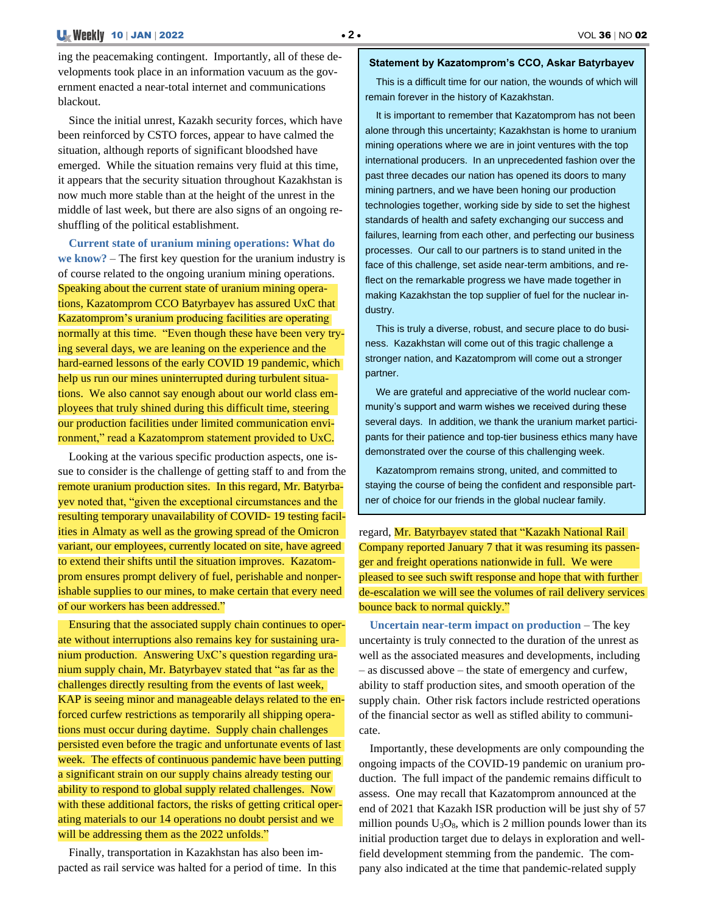ing the peacemaking contingent. Importantly, all of these developments took place in an information vacuum as the government enacted a near-total internet and communications blackout.

Since the initial unrest, Kazakh security forces, which have been reinforced by CSTO forces, appear to have calmed the situation, although reports of significant bloodshed have emerged. While the situation remains very fluid at this time, it appears that the security situation throughout Kazakhstan is now much more stable than at the height of the unrest in the middle of last week, but there are also signs of an ongoing reshuffling of the political establishment.

**Current state of uranium mining operations: What do we know?** – The first key question for the uranium industry is of course related to the ongoing uranium mining operations. Speaking about the current state of uranium mining operations, Kazatomprom CCO Batyrbayev has assured UxC that Kazatomprom's uranium producing facilities are operating normally at this time. "Even though these have been very trying several days, we are leaning on the experience and the hard-earned lessons of the early COVID 19 pandemic, which help us run our mines uninterrupted during turbulent situations. We also cannot say enough about our world class employees that truly shined during this difficult time, steering our production facilities under limited communication environment," read a Kazatomprom statement provided to UxC.

Looking at the various specific production aspects, one issue to consider is the challenge of getting staff to and from the remote uranium production sites. In this regard, Mr. Batyrbayev noted that, "given the exceptional circumstances and the resulting temporary unavailability of COVID- 19 testing facilities in Almaty as well as the growing spread of the Omicron variant, our employees, currently located on site, have agreed to extend their shifts until the situation improves. Kazatomprom ensures prompt delivery of fuel, perishable and nonperishable supplies to our mines, to make certain that every need of our workers has been addressed."

Ensuring that the associated supply chain continues to operate without interruptions also remains key for sustaining uranium production. Answering UxC's question regarding uranium supply chain, Mr. Batyrbayev stated that "as far as the challenges directly resulting from the events of last week, KAP is seeing minor and manageable delays related to the enforced curfew restrictions as temporarily all shipping operations must occur during daytime. Supply chain challenges persisted even before the tragic and unfortunate events of last week. The effects of continuous pandemic have been putting a significant strain on our supply chains already testing our ability to respond to global supply related challenges. Now with these additional factors, the risks of getting critical operating materials to our 14 operations no doubt persist and we will be addressing them as the 2022 unfolds."

Finally, transportation in Kazakhstan has also been impacted as rail service was halted for a period of time. In this regard, Mr. Batyrbayev stated that "Kazakh National Rail Company reported January 7 that it was resuming its passenger and freight operations nationwide in full. We were pleased to see such swift response and hope that with further de-escalation we will see the volumes of rail delivery services bounce back to normal quickly."

**Uncertain near-term impact on production** – The key uncertainty is truly connected to the duration of the unrest as well as the associated measures and developments, including – as discussed above – the state of emergency and curfew, ability to staff production sites, and smooth operation of the supply chain. Other risk factors include restricted operations of the financial sector as well as stifled ability to communicate.

Importantly, these developments are only compounding the ongoing impacts of the COVID-19 pandemic on uranium production. The full impact of the pandemic remains difficult to assess. One may recall that Kazatomprom announced at the end of 2021 that Kazakh ISR production will be just shy of 57 million pounds $U_3O_8$, which is 2 million pounds lower than its initial production target due to delays in exploration and wellfield development stemming from the pandemic. The company also indicated at the time that pandemic-related supply

**Statement by Kazatomprom's CCO, Askar Batyrbayev**

This is a difficult time for our nation, the wounds of which will remain forever in the history of Kazakhstan.

It is important to remember that Kazatomprom has not been alone through this uncertainty; Kazakhstan is home to uranium mining operations where we are in joint ventures with the top international producers. In an unprecedented fashion over the past three decades our nation has opened its doors to many mining partners, and we have been honing our production technologies together, working side by side to set the highest standards of health and safety exchanging our success and failures, learning from each other, and perfecting our business processes. Our call to our partners is to stand united in the face of this challenge, set aside near-term ambitions, and reflect on the remarkable progress we have made together in making Kazakhstan the top supplier of fuel for the nuclear industry.

This is truly a diverse, robust, and secure place to do business. Kazakhstan will come out of this tragic challenge a stronger nation, and Kazatomprom will come out a stronger partner.

We are grateful and appreciative of the world nuclear community's support and warm wishes we received during these several days. In addition, we thank the uranium market participants for their patience and top-tier business ethics many have demonstrated over the course of this challenging week.

Kazatomprom remains strong, united, and committed to staying the course of being the confident and responsible partner of choice for our friends in the global nuclear family.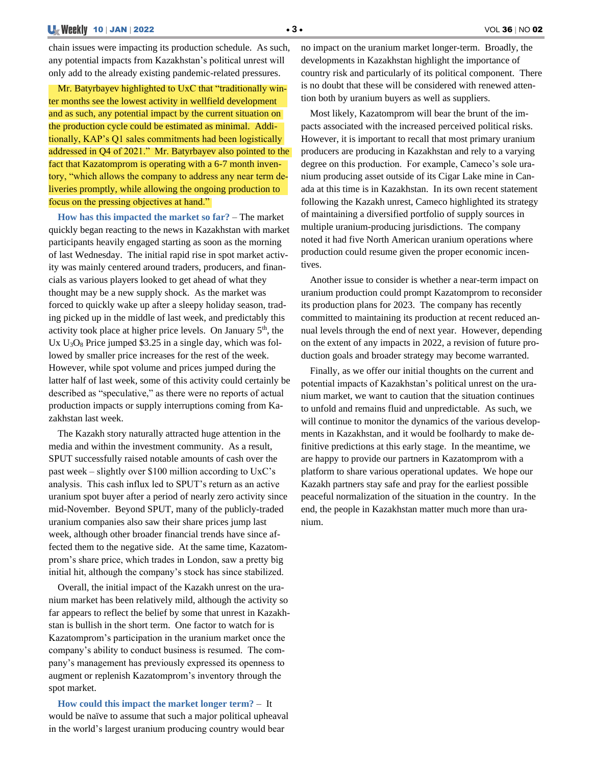chain issues were impacting its production schedule. As such, any potential impacts from Kazakhstan's political unrest will only add to the already existing pandemic-related pressures.

Mr. Batyrbayev highlighted to UxC that "traditionally winter months see the lowest activity in wellfield development and as such, any potential impact by the current situation on the production cycle could be estimated as minimal. Additionally, KAP's Q1 sales commitments had been logistically addressed in Q4 of 2021." Mr. Batyrbayev also pointed to the fact that Kazatomprom is operating with a 6-7 month inventory, "which allows the company to address any near term deliveries promptly, while allowing the ongoing production to focus on the pressing objectives at hand."

**How has this impacted the market so far?** – The market quickly began reacting to the news in Kazakhstan with market participants heavily engaged starting as soon as the morning of last Wednesday. The initial rapid rise in spot market activity was mainly centered around traders, producers, and financials as various players looked to get ahead of what they thought may be a new supply shock. As the market was forced to quickly wake up after a sleepy holiday season, trading picked up in the middle of last week, and predictably this activity took place at higher price levels. On January 5th, the Ux $U_3O_8$ Price jumped \$3.25 in a single day, which was followed by smaller price increases for the rest of the week. However, while spot volume and prices jumped during the latter half of last week, some of this activity could certainly be described as "speculative," as there were no reports of actual production impacts or supply interruptions coming from Kazakhstan last week.

The Kazakh story naturally attracted huge attention in the media and within the investment community. As a result, SPUT successfully raised notable amounts of cash over the past week – slightly over \$100 million according to UxC's analysis. This cash influx led to SPUT's return as an active uranium spot buyer after a period of nearly zero activity since mid-November. Beyond SPUT, many of the publicly-traded uranium companies also saw their share prices jump last week, although other broader financial trends have since affected them to the negative side. At the same time, Kazatomprom's share price, which trades in London, saw a pretty big initial hit, although the company's stock has since stabilized.

Overall, the initial impact of the Kazakh unrest on the uranium market has been relatively mild, although the activity so far appears to reflect the belief by some that unrest in Kazakhstan is bullish in the short term. One factor to watch for is Kazatomprom's participation in the uranium market once the company's ability to conduct business is resumed. The company's management has previously expressed its openness to augment or replenish Kazatomprom's inventory through the spot market.

**How could this impact the market longer term?** – It would be naïve to assume that such a major political upheaval in the world's largest uranium producing country would bear no impact on the uranium market longer-term. Broadly, the developments in Kazakhstan highlight the importance of country risk and particularly of its political component. There is no doubt that these will be considered with renewed attention both by uranium buyers as well as suppliers.

Most likely, Kazatomprom will bear the brunt of the impacts associated with the increased perceived political risks. However, it is important to recall that most primary uranium producers are producing in Kazakhstan and rely to a varying degree on this production. For example, Cameco's sole uranium producing asset outside of its Cigar Lake mine in Canada at this time is in Kazakhstan. In its own recent statement following the Kazakh unrest, Cameco highlighted its strategy of maintaining a diversified portfolio of supply sources in multiple uranium-producing jurisdictions. The company noted it had five North American uranium operations where production could resume given the proper economic incentives.

Another issue to consider is whether a near-term impact on uranium production could prompt Kazatomprom to reconsider its production plans for 2023. The company has recently committed to maintaining its production at recent reduced annual levels through the end of next year. However, depending on the extent of any impacts in 2022, a revision of future production goals and broader strategy may become warranted.

Finally, as we offer our initial thoughts on the current and potential impacts of Kazakhstan's political unrest on the uranium market, we want to caution that the situation continues to unfold and remains fluid and unpredictable. As such, we will continue to monitor the dynamics of the various developments in Kazakhstan, and it would be foolhardy to make definitive predictions at this early stage. In the meantime, we are happy to provide our partners in Kazatomprom with a platform to share various operational updates. We hope our Kazakh partners stay safe and pray for the earliest possible peaceful normalization of the situation in the country. In the end, the people in Kazakhstan matter much more than uranium.